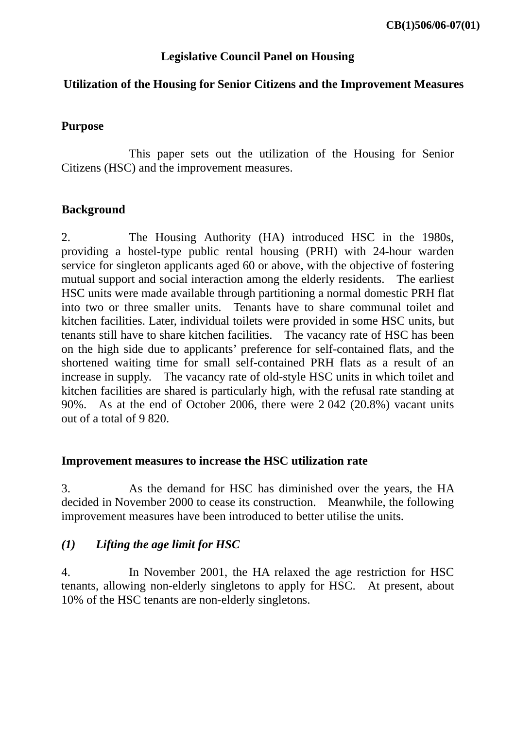CB(1)506/06-07(01)

# Legislative Council Panel on Housing

## Utilization of the Housing for Senior Citizens and the Improvement Measures

### Purpose

This paper sets out the utilization of the Housing for Senior Citizens (HSC) and the improvement measures.

### Background

2. The Housing Authority (HA) introduced HSC in the 1980s, providing a hostel-type public rental housing (PRH) with 24-hour warden service for singleton applicants aged 60 or above, with the objective of fostering mutual support and social interaction among the elderly residents. The earliest HSC units were made available through partitioning a normal domestic PRH flat into two or three smaller units. Tenants have to share communal toilet and kitchen facilities. Later, individual toilets were provided in some HSC units, but tenants still have to share kitchen facilities. The vacancy rate of HSC has been on the high side due to applicants' preference for self-contained flats, and the shortened waiting time for small self-contained PRH flats as a result of an increase in supply. The vacancy rate of old-style HSC units in which toilet and kitchen facilities are shared is particularly high, with the refusal rate standing at 90%. As at the end of October 2006, there were 2 042 (20.8%) vacant units out of a total of 9 820.

### Improvement measures to increase the HSC utilization rate

3. As the demand for HSC has diminished over the years, the HA decided in November 2000 to cease its construction. Meanwhile, the following improvement measures have been introduced to better utilise the units.

#### *(1) Lifting the age limit for HSC*

4. In November 2001, the HA relaxed the age restriction for HSC tenants, allowing non-elderly singletons to apply for HSC. At present, about 10% of the HSC tenants are non-elderly singletons.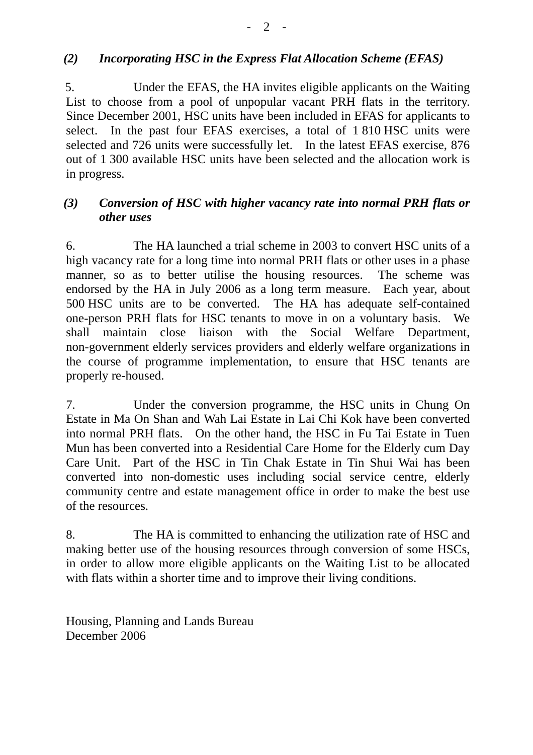### *(2) Incorporating HSC in the Express Flat Allocation Scheme (EFAS)*

5. Under the EFAS, the HA invites eligible applicants on the Waiting List to choose from a pool of unpopular vacant PRH flats in the territory. Since December 2001, HSC units have been included in EFAS for applicants to select. In the past four EFAS exercises, a total of 1 810 HSC units were selected and 726 units were successfully let. In the latest EFAS exercise, 876 out of 1 300 available HSC units have been selected and the allocation work is in progress.

### *(3) Conversion of HSC with higher vacancy rate into normal PRH flats or other uses*

6. The HA launched a trial scheme in 2003 to convert HSC units of a high vacancy rate for a long time into normal PRH flats or other uses in a phase manner, so as to better utilise the housing resources. The scheme was endorsed by the HA in July 2006 as a long term measure. Each year, about 500 HSC units are to be converted. The HA has adequate self-contained one-person PRH flats for HSC tenants to move in on a voluntary basis. We shall maintain close liaison with the Social Welfare Department, non-government elderly services providers and elderly welfare organizations in the course of programme implementation, to ensure that HSC tenants are properly re-housed.

7. Under the conversion programme, the HSC units in Chung On Estate in Ma On Shan and Wah Lai Estate in Lai Chi Kok have been converted into normal PRH flats. On the other hand, the HSC in Fu Tai Estate in Tuen Mun has been converted into a Residential Care Home for the Elderly cum Day Care Unit. Part of the HSC in Tin Chak Estate in Tin Shui Wai has been converted into non-domestic uses including social service centre, elderly community centre and estate management office in order to make the best use of the resources.

8. The HA is committed to enhancing the utilization rate of HSC and making better use of the housing resources through conversion of some HSCs, in order to allow more eligible applicants on the Waiting List to be allocated with flats within a shorter time and to improve their living conditions.

Housing, Planning and Lands Bureau
December 2006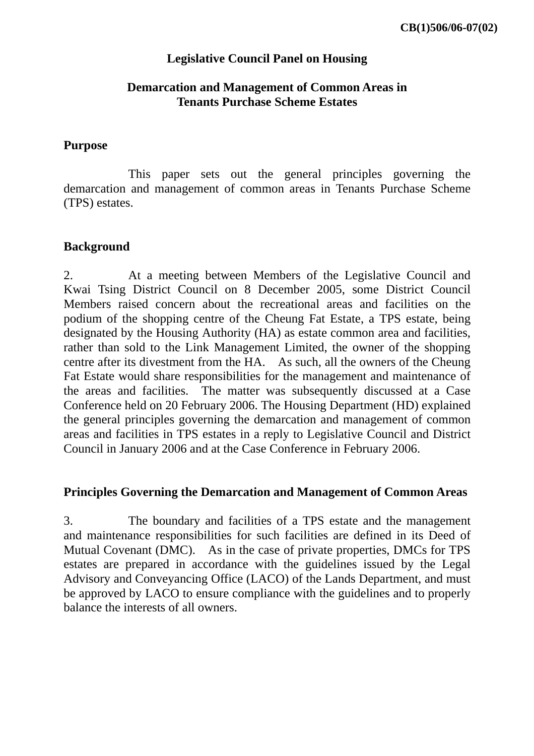CB(1)506/06-07(02)

**Legislative Council Panel on Housing**

**Demarcation and Management of Common Areas in Tenants Purchase Scheme Estates**

## Purpose

This paper sets out the general principles governing the demarcation and management of common areas in Tenants Purchase Scheme (TPS) estates.

## Background

2. At a meeting between Members of the Legislative Council and Kwai Tsing District Council on 8 December 2005, some District Council Members raised concern about the recreational areas and facilities on the podium of the shopping centre of the Cheung Fat Estate, a TPS estate, being designated by the Housing Authority (HA) as estate common area and facilities, rather than sold to the Link Management Limited, the owner of the shopping centre after its divestment from the HA. As such, all the owners of the Cheung Fat Estate would share responsibilities for the management and maintenance of the areas and facilities. The matter was subsequently discussed at a Case Conference held on 20 February 2006. The Housing Department (HD) explained the general principles governing the demarcation and management of common areas and facilities in TPS estates in a reply to Legislative Council and District Council in January 2006 and at the Case Conference in February 2006.

## Principles Governing the Demarcation and Management of Common Areas

3. The boundary and facilities of a TPS estate and the management and maintenance responsibilities for such facilities are defined in its Deed of Mutual Covenant (DMC). As in the case of private properties, DMCs for TPS estates are prepared in accordance with the guidelines issued by the Legal Advisory and Conveyancing Office (LACO) of the Lands Department, and must be approved by LACO to ensure compliance with the guidelines and to properly balance the interests of all owners.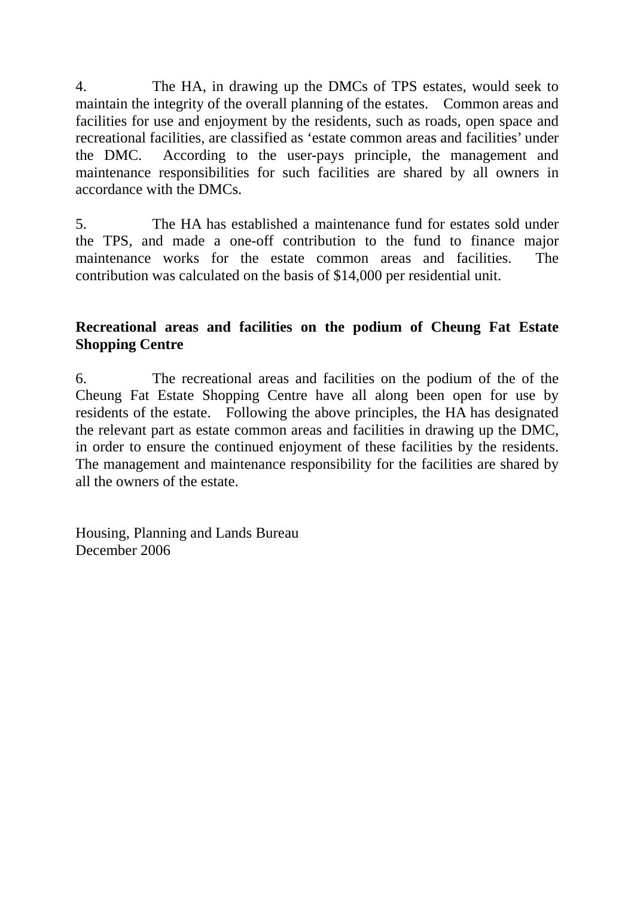4. The HA, in drawing up the DMCs of TPS estates, would seek to maintain the integrity of the overall planning of the estates. Common areas and facilities for use and enjoyment by the residents, such as roads, open space and recreational facilities, are classified as 'estate common areas and facilities' under the DMC. According to the user-pays principle, the management and maintenance responsibilities for such facilities are shared by all owners in accordance with the DMCs.

5. The HA has established a maintenance fund for estates sold under the TPS, and made a one-off contribution to the fund to finance major maintenance works for the estate common areas and facilities. The contribution was calculated on the basis of $14,000 per residential unit.

**Recreational areas and facilities on the podium of Cheung Fat Estate Shopping Centre**

6. The recreational areas and facilities on the podium of the of the Cheung Fat Estate Shopping Centre have all along been open for use by residents of the estate. Following the above principles, the HA has designated the relevant part as estate common areas and facilities in drawing up the DMC, in order to ensure the continued enjoyment of these facilities by the residents. The management and maintenance responsibility for the facilities are shared by all the owners of the estate.

Housing, Planning and Lands Bureau
December 2006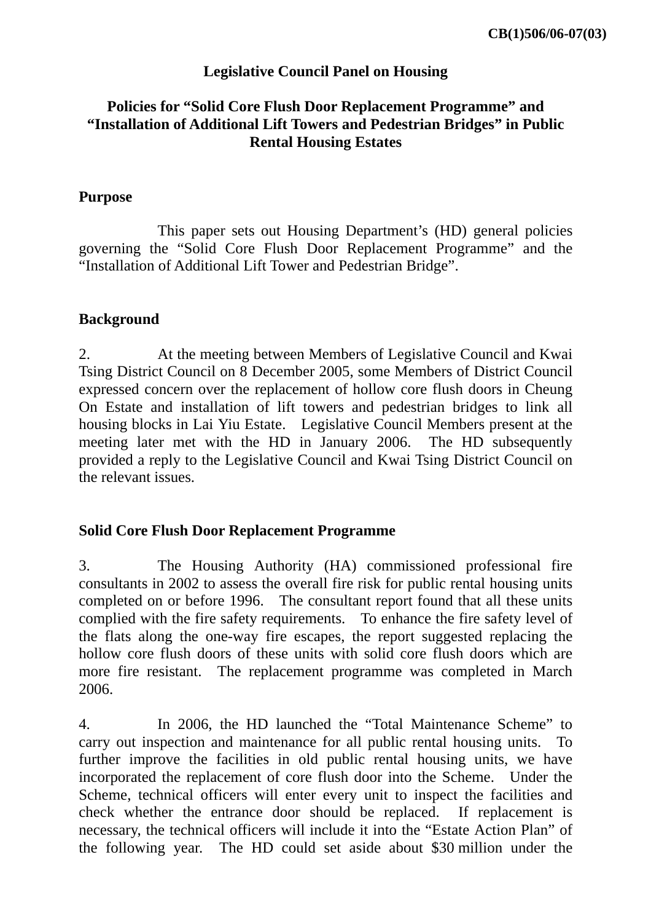CB(1)506/06-07(03)

**Legislative Council Panel on Housing**

# Policies for "Solid Core Flush Door Replacement Programme" and "Installation of Additional Lift Towers and Pedestrian Bridges" in Public Rental Housing Estates

## Purpose

This paper sets out Housing Department's (HD) general policies governing the "Solid Core Flush Door Replacement Programme" and the "Installation of Additional Lift Tower and Pedestrian Bridge".

## Background

2. At the meeting between Members of Legislative Council and Kwai Tsing District Council on 8 December 2005, some Members of District Council expressed concern over the replacement of hollow core flush doors in Cheung On Estate and installation of lift towers and pedestrian bridges to link all housing blocks in Lai Yiu Estate. Legislative Council Members present at the meeting later met with the HD in January 2006. The HD subsequently provided a reply to the Legislative Council and Kwai Tsing District Council on the relevant issues.

## Solid Core Flush Door Replacement Programme

3. The Housing Authority (HA) commissioned professional fire consultants in 2002 to assess the overall fire risk for public rental housing units completed on or before 1996. The consultant report found that all these units complied with the fire safety requirements. To enhance the fire safety level of the flats along the one-way fire escapes, the report suggested replacing the hollow core flush doors of these units with solid core flush doors which are more fire resistant. The replacement programme was completed in March 2006.

4. In 2006, the HD launched the "Total Maintenance Scheme" to carry out inspection and maintenance for all public rental housing units. To further improve the facilities in old public rental housing units, we have incorporated the replacement of core flush door into the Scheme. Under the Scheme, technical officers will enter every unit to inspect the facilities and check whether the entrance door should be replaced. If replacement is necessary, the technical officers will include it into the "Estate Action Plan" of the following year. The HD could set aside about $30 million under the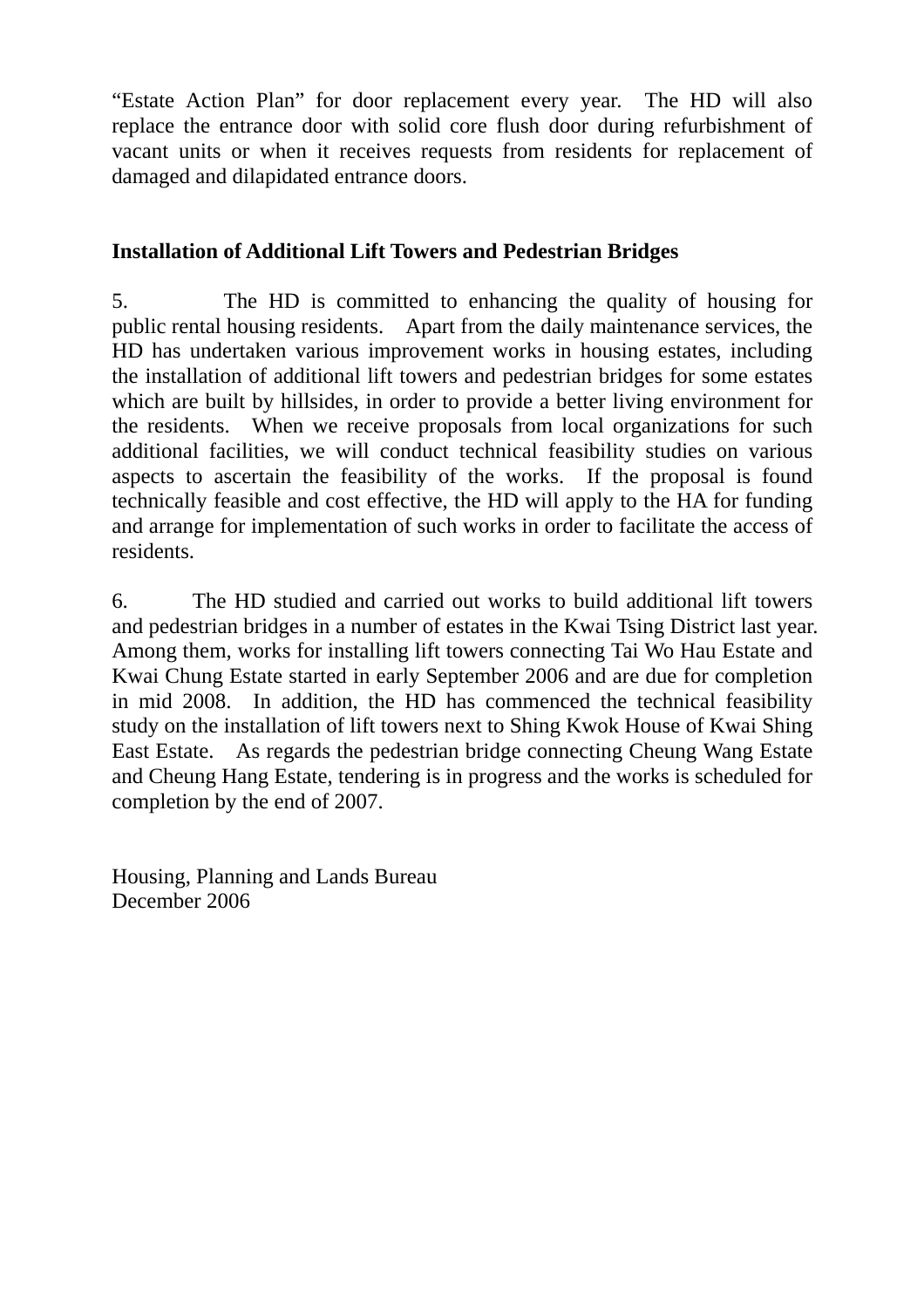"Estate Action Plan" for door replacement every year. The HD will also replace the entrance door with solid core flush door during refurbishment of vacant units or when it receives requests from residents for replacement of damaged and dilapidated entrance doors.

**Installation of Additional Lift Towers and Pedestrian Bridges**

5. The HD is committed to enhancing the quality of housing for public rental housing residents. Apart from the daily maintenance services, the HD has undertaken various improvement works in housing estates, including the installation of additional lift towers and pedestrian bridges for some estates which are built by hillsides, in order to provide a better living environment for the residents. When we receive proposals from local organizations for such additional facilities, we will conduct technical feasibility studies on various aspects to ascertain the feasibility of the works. If the proposal is found technically feasible and cost effective, the HD will apply to the HA for funding and arrange for implementation of such works in order to facilitate the access of residents.

6. The HD studied and carried out works to build additional lift towers and pedestrian bridges in a number of estates in the Kwai Tsing District last year. Among them, works for installing lift towers connecting Tai Wo Hau Estate and Kwai Chung Estate started in early September 2006 and are due for completion in mid 2008. In addition, the HD has commenced the technical feasibility study on the installation of lift towers next to Shing Kwok House of Kwai Shing East Estate. As regards the pedestrian bridge connecting Cheung Wang Estate and Cheung Hang Estate, tendering is in progress and the works is scheduled for completion by the end of 2007.

Housing, Planning and Lands Bureau
December 2006